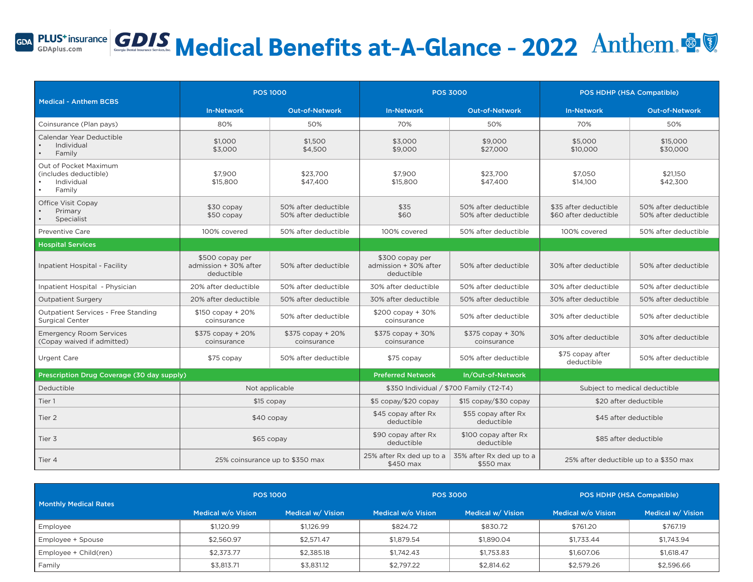# Medical Benefits at-A-Glance - 2022

| Medical - Anthem BCBS | POS 1000 | | POS 3000 | | POS HDHP (HSA Compatible) | |
|---|---|---|---|---|---|---|
| | In-Network | Out-of-Network | In-Network | Out-of-Network | In-Network | Out-of-Network |
| Coinsurance (Plan pays) | 80% | 50% | 70% | 50% | 70% | 50% |
| Calendar Year Deductible<br>• Individual<br>• Family | $1,000<br>$3,000 | $1,500<br>$4,500 | $3,000<br>$9,000 | $9,000<br>$27,000 | $5,000<br>$10,000 | $15,000<br>$30,000 |
| Out of Pocket Maximum (includes deductible)<br>• Individual<br>• Family | $7,900<br>$15,800 | $23,700<br>$47,400 | $7,900<br>$15,800 | $23,700<br>$47,400 | $7,050<br>$14,100 | $21,150<br>$42,300 |
| Office Visit Copay<br>• Primary<br>• Specialist | $30 copay<br>$50 copay | 50% after deductible<br>50% after deductible | $35<br>$60 | 50% after deductible<br>50% after deductible | $35 after deductible<br>$60 after deductible | 50% after deductible<br>50% after deductible |
| Preventive Care | 100% covered | 50% after deductible | 100% covered | 50% after deductible | 100% covered | 50% after deductible |
| **Hospital Services** | | | | | | |
| Inpatient Hospital - Facility | $500 copay per admission + 30% after deductible | 50% after deductible | $300 copay per admission + 30% after deductible | 50% after deductible | 30% after deductible | 50% after deductible |
| Inpatient Hospital - Physician | 20% after deductible | 50% after deductible | 30% after deductible | 50% after deductible | 30% after deductible | 50% after deductible |
| Outpatient Surgery | 20% after deductible | 50% after deductible | 30% after deductible | 50% after deductible | 30% after deductible | 50% after deductible |
| Outpatient Services - Free Standing Surgical Center | $150 copay + 20% coinsurance | 50% after deductible | $200 copay + 30% coinsurance | 50% after deductible | 30% after deductible | 50% after deductible |
| Emergency Room Services (Copay waived if admitted) | $375 copay + 20% coinsurance | $375 copay + 20% coinsurance | $375 copay + 30% coinsurance | $375 copay + 30% coinsurance | 30% after deductible | 30% after deductible |
| Urgent Care | $75 copay | 50% after deductible | $75 copay | 50% after deductible | $75 copay after deductible | 50% after deductible |
| **Prescription Drug Coverage (30 day supply)** | | | **Preferred Network** | **In/Out-of-Network** | | |
| Deductible | Not applicable | | $350 Individual / $700 Family (T2-T4) | | Subject to medical deductible | |
| Tier 1 | $15 copay | | $5 copay/$20 copay | $15 copay/$30 copay | $20 after deductible | |
| Tier 2 | $40 copay | | $45 copay after Rx deductible | $55 copay after Rx deductible | $45 after deductible | |
| Tier 3 | $65 copay | | $90 copay after Rx deductible | $100 copay after Rx deductible | $85 after deductible | |
| Tier 4 | 25% coinsurance up to $350 max | | 25% after Rx ded up to a $450 max | 35% after Rx ded up to a $550 max | 25% after deductible up to a $350 max | |

| Monthly Medical Rates | POS 1000 | | POS 3000 | | POS HDHP (HSA Compatible) | |
|---|---|---|---|---|---|---|
| | Medical w/o Vision | Medical w/ Vision | Medical w/o Vision | Medical w/ Vision | Medical w/o Vision | Medical w/ Vision |
| Employee | $1,120.99 | $1,126.99 | $824.72 | $830.72 | $761.20 | $767.19 |
| Employee + Spouse | $2,560.97 | $2,571.47 | $1,879.54 | $1,890.04 | $1,733.44 | $1,743.94 |
| Employee + Child(ren) | $2,373.77 | $2,385.18 | $1,742.43 | $1,753.83 | $1,607.06 | $1,618.47 |
| Family | $3,813.71 | $3,831.12 | $2,797.22 | $2,814.62 | $2,579.26 | $2,596.66 |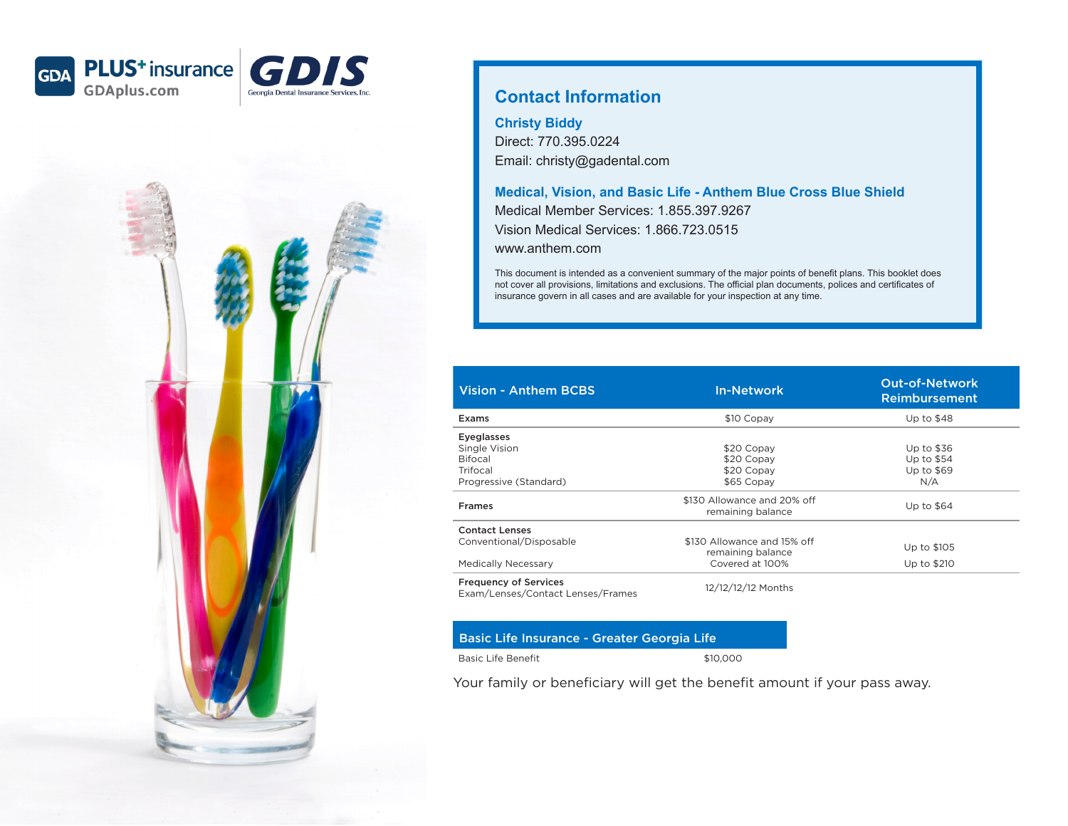GDA PLUS+ insurance GDAplus.com | GDIS Georgia Dental Insurance Services, Inc.

## Contact Information

**Christy Biddy**
Direct: 770.395.0224
Email: christy@gadental.com

**Medical, Vision, and Basic Life - Anthem Blue Cross Blue Shield**
Medical Member Services: 1.855.397.9267
Vision Medical Services: 1.866.723.0515
www.anthem.com

This document is intended as a convenient summary of the major points of benefit plans. This booklet does not cover all provisions, limitations and exclusions. The official plan documents, polices and certificates of insurance govern in all cases and are available for your inspection at any time.

| Vision - Anthem BCBS | In-Network | Out-of-Network Reimbursement |
|---|---|---|
| **Exams** | $10 Copay | Up to $48 |
| **Eyeglasses** | | |
| Single Vision | $20 Copay | Up to $36 |
| Bifocal | $20 Copay | Up to $54 |
| Trifocal | $20 Copay | Up to $69 |
| Progressive (Standard) | $65 Copay | N/A |
| **Frames** | $130 Allowance and 20% off remaining balance | Up to $64 |
| **Contact Lenses** | | |
| Conventional/Disposable | $130 Allowance and 15% off remaining balance | Up to $105 |
| Medically Necessary | Covered at 100% | Up to $210 |
| **Frequency of Services** Exam/Lenses/Contact Lenses/Frames | 12/12/12/12 Months | |

| Basic Life Insurance - Greater Georgia Life | |
|---|---|
| Basic Life Benefit | $10,000 |

Your family or beneficiary will get the benefit amount if your pass away.